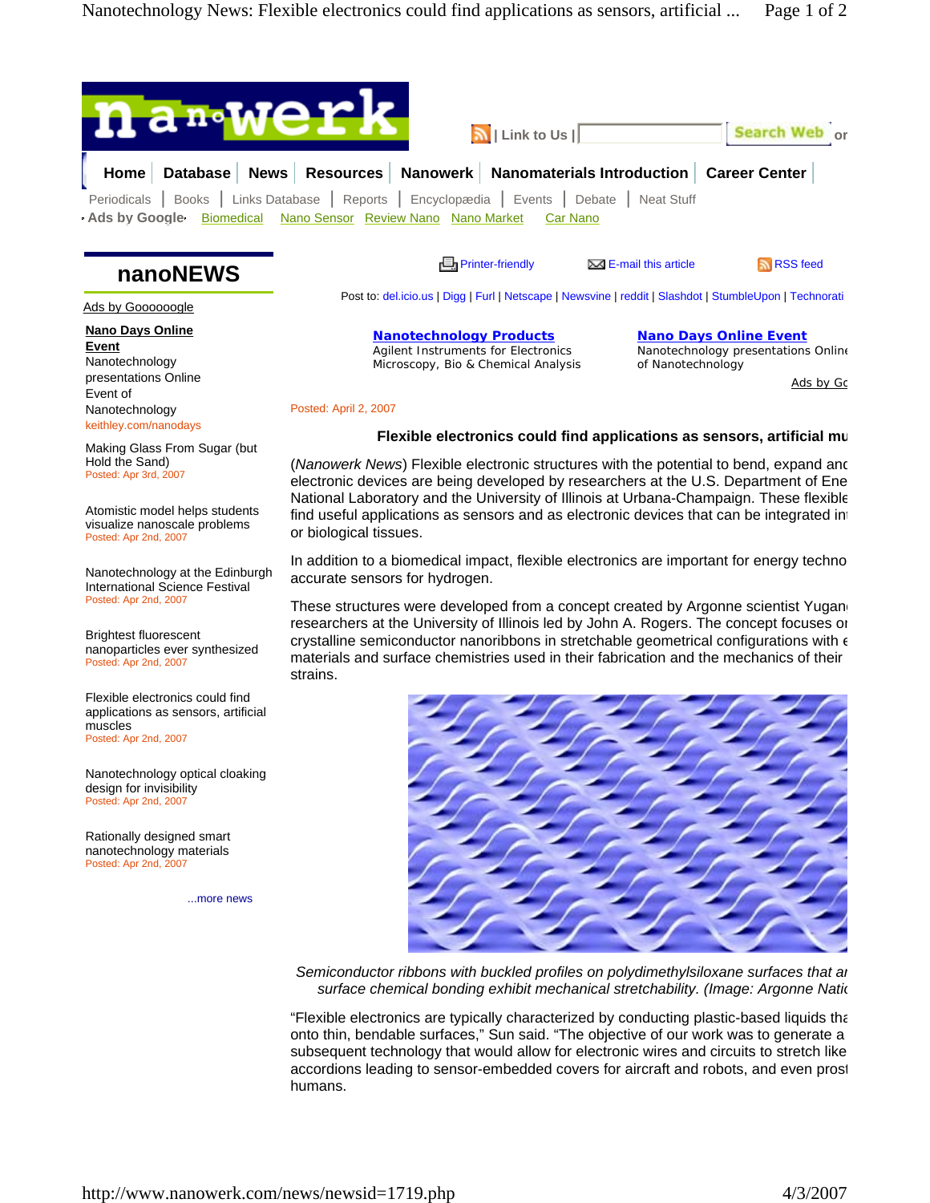Home | Database | News | Resources | Nanowerk | Nanomaterials Introduction | Career Center

Periodicals | Books | Links Database | Reports | Encyclopædia | Events | Debate | Neat Stuff

Ads by Google Biomedical Nano Sensor Review Nano Nano Market Car Nano

## nanoNEWS

Ads by Goooooogle

**Nano Days Online Event**
Nanotechnology presentations Online Event of Nanotechnology
keithley.com/nanodays

Making Glass From Sugar (but Hold the Sand)
Posted: Apr 3rd, 2007

Atomistic model helps students visualize nanoscale problems
Posted: Apr 2nd, 2007

Nanotechnology at the Edinburgh International Science Festival
Posted: Apr 2nd, 2007

Brightest fluorescent nanoparticles ever synthesized
Posted: Apr 2nd, 2007

Flexible electronics could find applications as sensors, artificial muscles
Posted: Apr 2nd, 2007

Nanotechnology optical cloaking design for invisibility
Posted: Apr 2nd, 2007

Rationally designed smart nanotechnology materials
Posted: Apr 2nd, 2007

...more news

Printer-friendly | E-mail this article | RSS feed

Post to: del.icio.us | Digg | Furl | Netscape | Newsvine | reddit | Slashdot | StumbleUpon | Technorati

**Nanotechnology Products**
Agilent Instruments for Electronics Microscopy, Bio & Chemical Analysis

**Nano Days Online Event**
Nanotechnology presentations Online of Nanotechnology

Ads by Go

Posted: April 2, 2007

### Flexible electronics could find applications as sensors, artificial mu

(*Nanowerk News*) Flexible electronic structures with the potential to bend, expand and electronic devices are being developed by researchers at the U.S. Department of Ene National Laboratory and the University of Illinois at Urbana-Champaign. These flexible find useful applications as sensors and as electronic devices that can be integrated in or biological tissues.

In addition to a biomedical impact, flexible electronics are important for energy techno accurate sensors for hydrogen.

These structures were developed from a concept created by Argonne scientist Yugan researchers at the University of Illinois led by John A. Rogers. The concept focuses on crystalline semiconductor nanoribbons in stretchable geometrical configurations with e materials and surface chemistries used in their fabrication and the mechanics of their strains.

*Semiconductor ribbons with buckled profiles on polydimethylsiloxane surfaces that ar surface chemical bonding exhibit mechanical stretchability. (Image: Argonne Natio*

“Flexible electronics are typically characterized by conducting plastic-based liquids tha onto thin, bendable surfaces,” Sun said. “The objective of our work was to generate a subsequent technology that would allow for electronic wires and circuits to stretch like accordions leading to sensor-embedded covers for aircraft and robots, and even prost humans.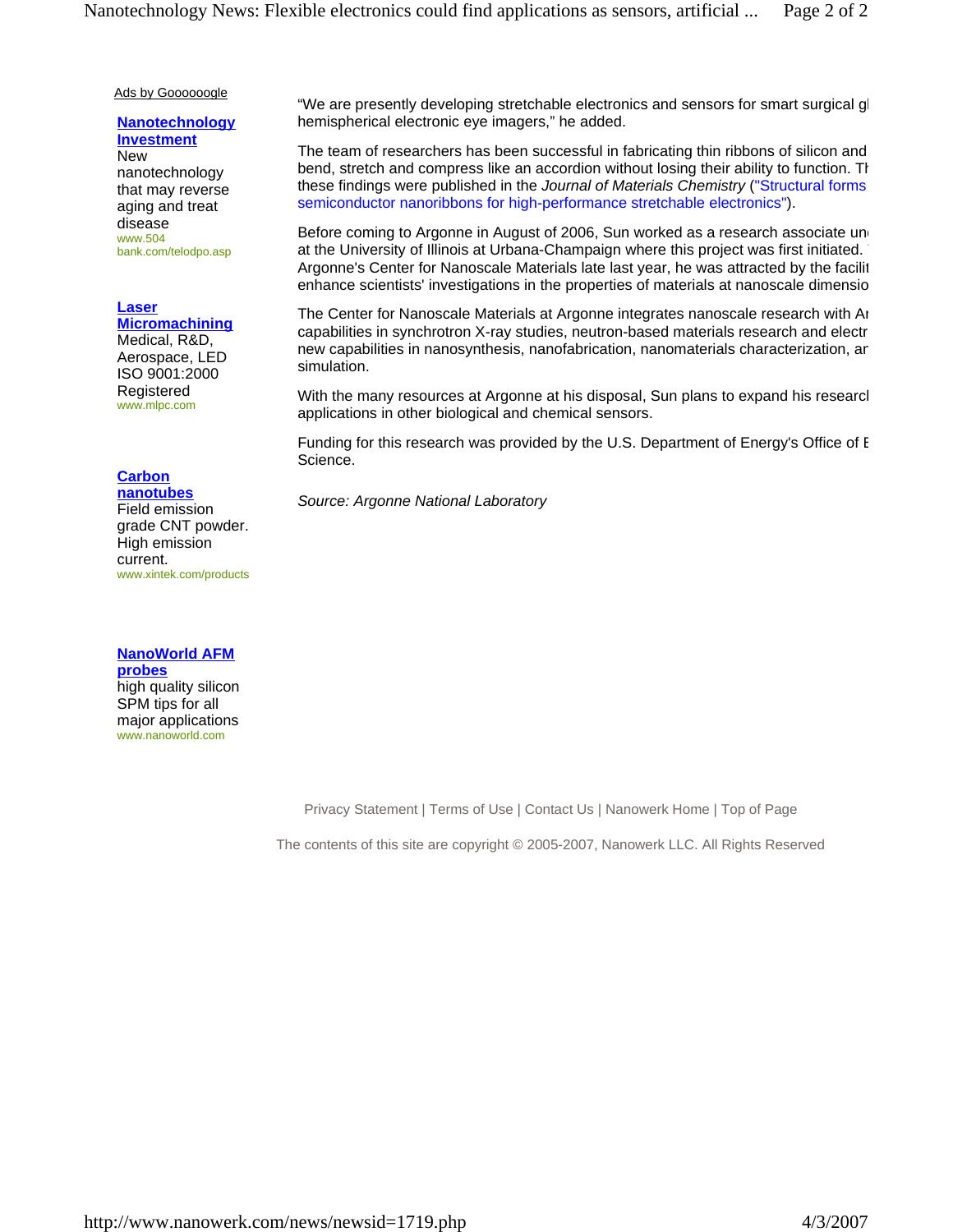Ads by Goooooogle

**Nanotechnology Investment**
New nanotechnology that may reverse aging and treat disease
www.504 bank.com/telodpo.asp

**Laser Micromachining**
Medical, R&D, Aerospace, LED ISO 9001:2000 Registered
www.mlpc.com

**Carbon nanotubes**
Field emission grade CNT powder. High emission current.
www.xintek.com/products

**NanoWorld AFM probes**
high quality silicon SPM tips for all major applications
www.nanoworld.com

"We are presently developing stretchable electronics and sensors for smart surgical gl hemispherical electronic eye imagers," he added.

The team of researchers has been successful in fabricating thin ribbons of silicon and bend, stretch and compress like an accordion without losing their ability to function. Th these findings were published in the *Journal of Materials Chemistry* ("Structural forms semiconductor nanoribbons for high-performance stretchable electronics").

Before coming to Argonne in August of 2006, Sun worked as a research associate un at the University of Illinois at Urbana-Champaign where this project was first initiated. Argonne's Center for Nanoscale Materials late last year, he was attracted by the facilit enhance scientists' investigations in the properties of materials at nanoscale dimensio

The Center for Nanoscale Materials at Argonne integrates nanoscale research with Ar capabilities in synchrotron X-ray studies, neutron-based materials research and electr new capabilities in nanosynthesis, nanofabrication, nanomaterials characterization, ar simulation.

With the many resources at Argonne at his disposal, Sun plans to expand his researcl applications in other biological and chemical sensors.

Funding for this research was provided by the U.S. Department of Energy's Office of E Science.

*Source: Argonne National Laboratory*

Privacy Statement | Terms of Use | Contact Us | Nanowerk Home | Top of Page

The contents of this site are copyright © 2005-2007, Nanowerk LLC. All Rights Reserved